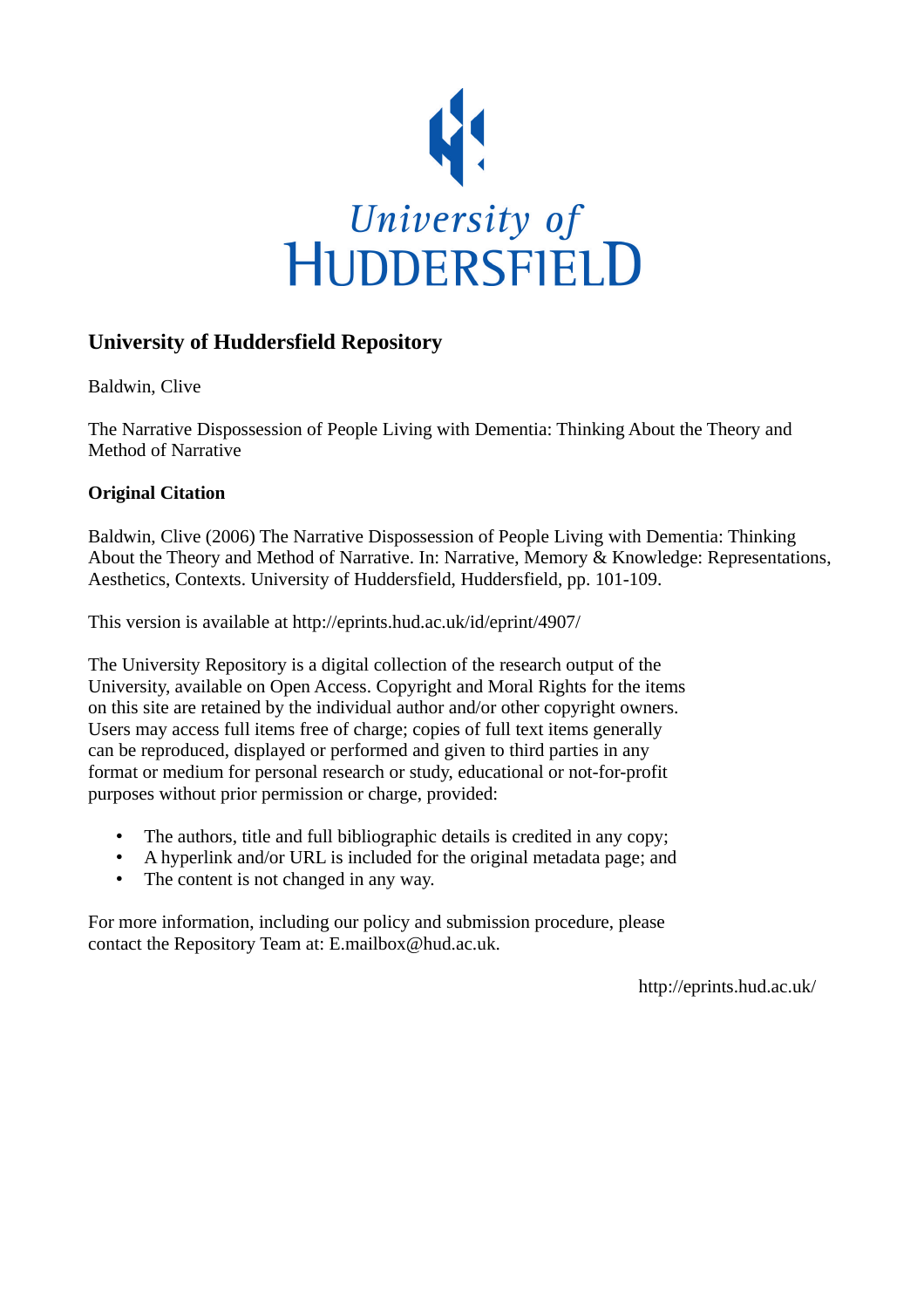University of HUDDERSFIELD

# University of Huddersfield Repository

Baldwin, Clive

The Narrative Dispossession of People Living with Dementia: Thinking About the Theory and Method of Narrative

**Original Citation**

Baldwin, Clive (2006) The Narrative Dispossession of People Living with Dementia: Thinking About the Theory and Method of Narrative. In: Narrative, Memory & Knowledge: Representations, Aesthetics, Contexts. University of Huddersfield, Huddersfield, pp. 101-109.

This version is available at http://eprints.hud.ac.uk/id/eprint/4907/

The University Repository is a digital collection of the research output of the University, available on Open Access. Copyright and Moral Rights for the items on this site are retained by the individual author and/or other copyright owners. Users may access full items free of charge; copies of full text items generally can be reproduced, displayed or performed and given to third parties in any format or medium for personal research or study, educational or not-for-profit purposes without prior permission or charge, provided:

- The authors, title and full bibliographic details is credited in any copy;
- A hyperlink and/or URL is included for the original metadata page; and
- The content is not changed in any way.

For more information, including our policy and submission procedure, please contact the Repository Team at: E.mailbox@hud.ac.uk.

http://eprints.hud.ac.uk/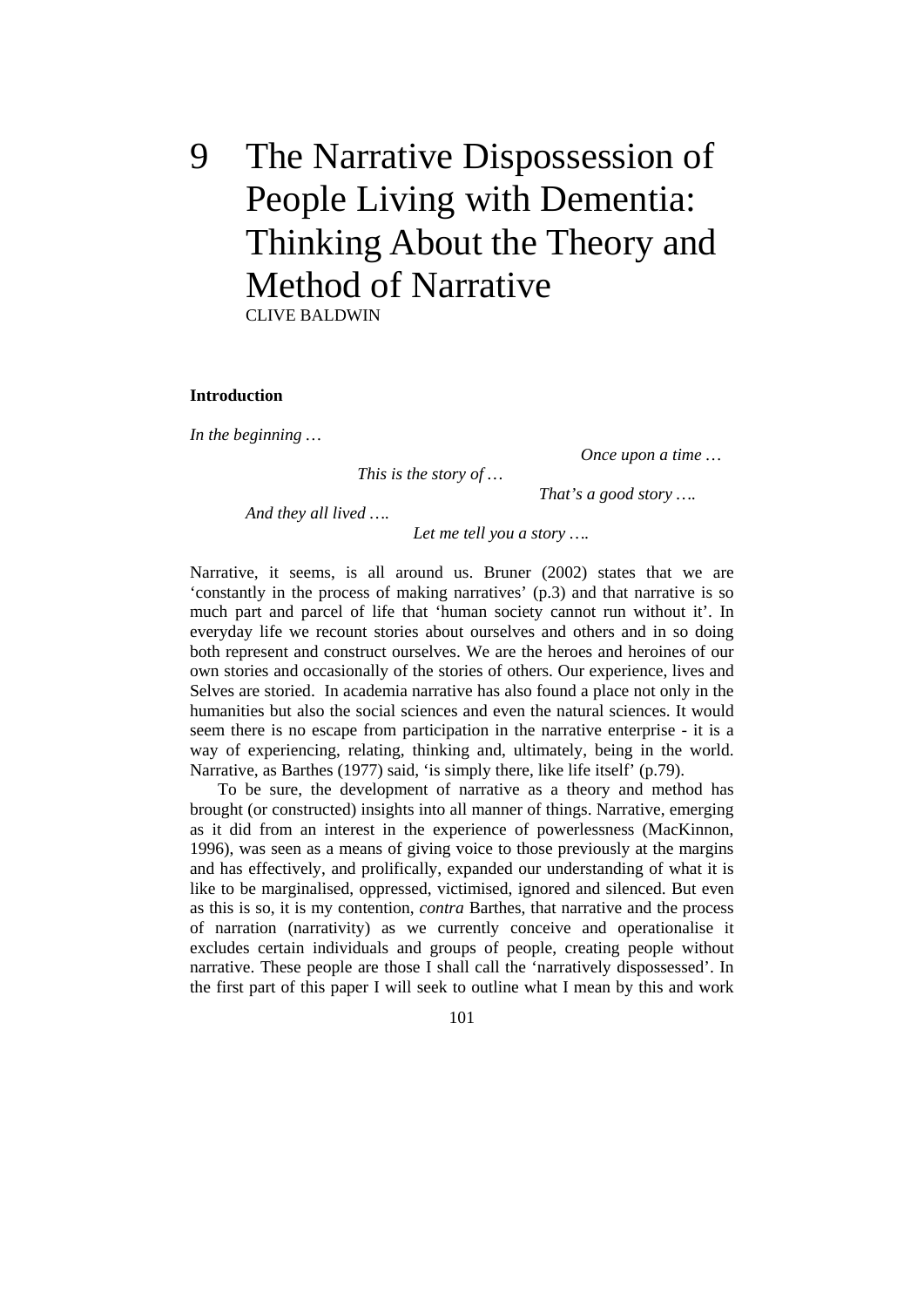# 9 The Narrative Dispossession of People Living with Dementia: Thinking About the Theory and Method of Narrative

CLIVE BALDWIN

## Introduction

*In the beginning …*

*Once upon a time …*

*This is the story of …*

*That's a good story ….*

*And they all lived ….*

*Let me tell you a story ….*

Narrative, it seems, is all around us. Bruner (2002) states that we are 'constantly in the process of making narratives' (p.3) and that narrative is so much part and parcel of life that 'human society cannot run without it'. In everyday life we recount stories about ourselves and others and in so doing both represent and construct ourselves. We are the heroes and heroines of our own stories and occasionally of the stories of others. Our experience, lives and Selves are storied. In academia narrative has also found a place not only in the humanities but also the social sciences and even the natural sciences. It would seem there is no escape from participation in the narrative enterprise - it is a way of experiencing, relating, thinking and, ultimately, being in the world. Narrative, as Barthes (1977) said, 'is simply there, like life itself' (p.79).

To be sure, the development of narrative as a theory and method has brought (or constructed) insights into all manner of things. Narrative, emerging as it did from an interest in the experience of powerlessness (MacKinnon, 1996), was seen as a means of giving voice to those previously at the margins and has effectively, and prolifically, expanded our understanding of what it is like to be marginalised, oppressed, victimised, ignored and silenced. But even as this is so, it is my contention, *contra* Barthes, that narrative and the process of narration (narrativity) as we currently conceive and operationalise it excludes certain individuals and groups of people, creating people without narrative. These people are those I shall call the 'narratively dispossessed'. In the first part of this paper I will seek to outline what I mean by this and work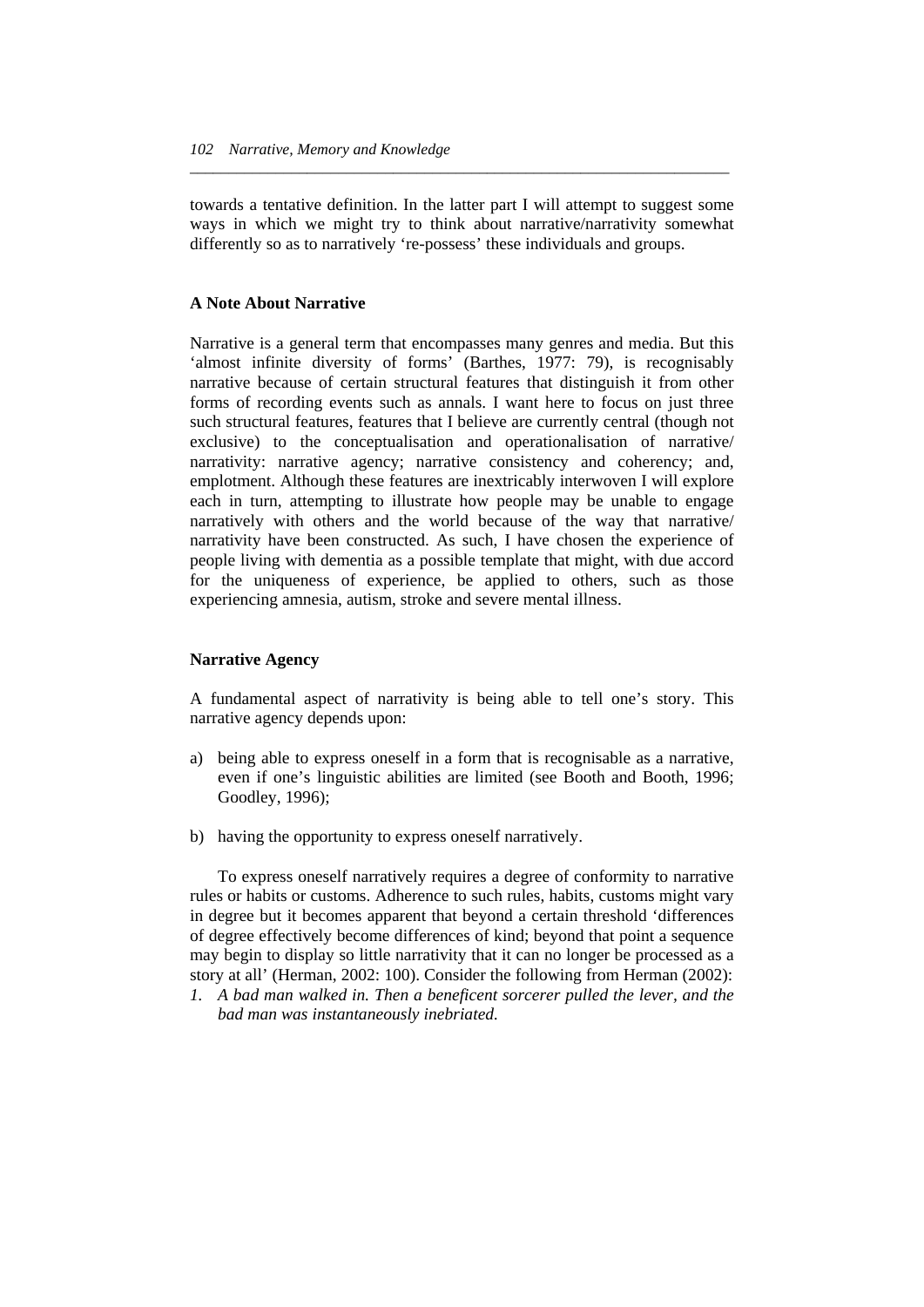towards a tentative definition. In the latter part I will attempt to suggest some ways in which we might try to think about narrative/narrativity somewhat differently so as to narratively 're-possess' these individuals and groups.

### A Note About Narrative

Narrative is a general term that encompasses many genres and media. But this 'almost infinite diversity of forms' (Barthes, 1977: 79), is recognisably narrative because of certain structural features that distinguish it from other forms of recording events such as annals. I want here to focus on just three such structural features, features that I believe are currently central (though not exclusive) to the conceptualisation and operationalisation of narrative/ narrativity: narrative agency; narrative consistency and coherency; and, emplotment. Although these features are inextricably interwoven I will explore each in turn, attempting to illustrate how people may be unable to engage narratively with others and the world because of the way that narrative/ narrativity have been constructed. As such, I have chosen the experience of people living with dementia as a possible template that might, with due accord for the uniqueness of experience, be applied to others, such as those experiencing amnesia, autism, stroke and severe mental illness.

### Narrative Agency

A fundamental aspect of narrativity is being able to tell one's story. This narrative agency depends upon:

a) being able to express oneself in a form that is recognisable as a narrative, even if one's linguistic abilities are limited (see Booth and Booth, 1996; Goodley, 1996);

b) having the opportunity to express oneself narratively.

To express oneself narratively requires a degree of conformity to narrative rules or habits or customs. Adherence to such rules, habits, customs might vary in degree but it becomes apparent that beyond a certain threshold 'differences of degree effectively become differences of kind; beyond that point a sequence may begin to display so little narrativity that it can no longer be processed as a story at all' (Herman, 2002: 100). Consider the following from Herman (2002):

1. *A bad man walked in. Then a beneficent sorcerer pulled the lever, and the bad man was instantaneously inebriated.*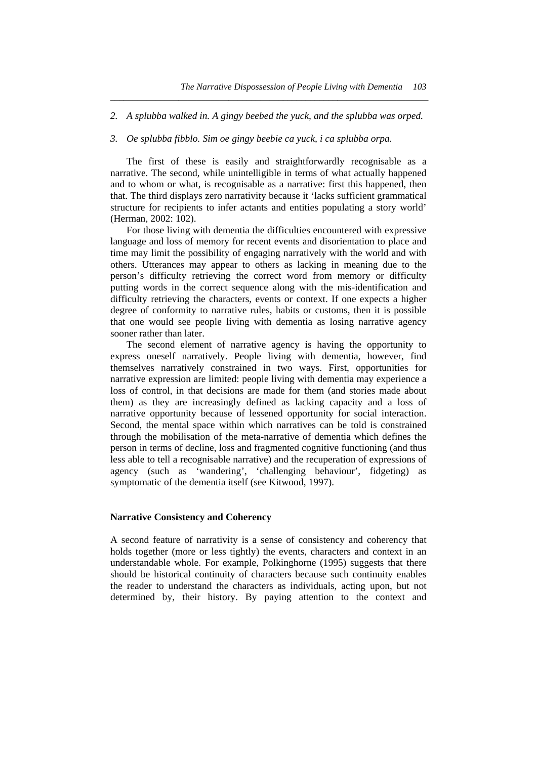2. *A splubba walked in. A gingy beebed the yuck, and the splubba was orped.*

3. *Oe splubba fibblo. Sim oe gingy beebie ca yuck, i ca splubba orpa.*

The first of these is easily and straightforwardly recognisable as a narrative. The second, while unintelligible in terms of what actually happened and to whom or what, is recognisable as a narrative: first this happened, then that. The third displays zero narrativity because it 'lacks sufficient grammatical structure for recipients to infer actants and entities populating a story world' (Herman, 2002: 102).

For those living with dementia the difficulties encountered with expressive language and loss of memory for recent events and disorientation to place and time may limit the possibility of engaging narratively with the world and with others. Utterances may appear to others as lacking in meaning due to the person's difficulty retrieving the correct word from memory or difficulty putting words in the correct sequence along with the mis-identification and difficulty retrieving the characters, events or context. If one expects a higher degree of conformity to narrative rules, habits or customs, then it is possible that one would see people living with dementia as losing narrative agency sooner rather than later.

The second element of narrative agency is having the opportunity to express oneself narratively. People living with dementia, however, find themselves narratively constrained in two ways. First, opportunities for narrative expression are limited: people living with dementia may experience a loss of control, in that decisions are made for them (and stories made about them) as they are increasingly defined as lacking capacity and a loss of narrative opportunity because of lessened opportunity for social interaction. Second, the mental space within which narratives can be told is constrained through the mobilisation of the meta-narrative of dementia which defines the person in terms of decline, loss and fragmented cognitive functioning (and thus less able to tell a recognisable narrative) and the recuperation of expressions of agency (such as 'wandering', 'challenging behaviour', fidgeting) as symptomatic of the dementia itself (see Kitwood, 1997).

## Narrative Consistency and Coherency

A second feature of narrativity is a sense of consistency and coherency that holds together (more or less tightly) the events, characters and context in an understandable whole. For example, Polkinghorne (1995) suggests that there should be historical continuity of characters because such continuity enables the reader to understand the characters as individuals, acting upon, but not determined by, their history. By paying attention to the context and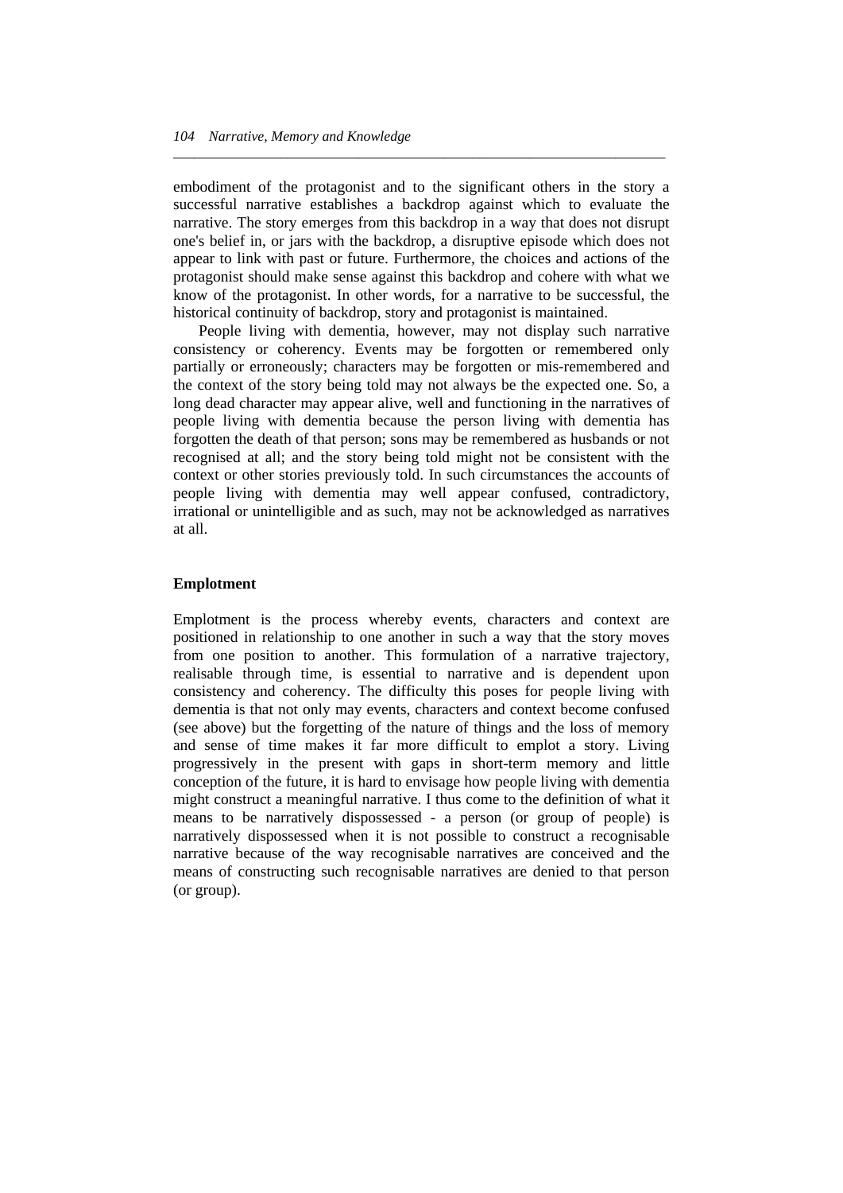embodiment of the protagonist and to the significant others in the story a successful narrative establishes a backdrop against which to evaluate the narrative. The story emerges from this backdrop in a way that does not disrupt one's belief in, or jars with the backdrop, a disruptive episode which does not appear to link with past or future. Furthermore, the choices and actions of the protagonist should make sense against this backdrop and cohere with what we know of the protagonist. In other words, for a narrative to be successful, the historical continuity of backdrop, story and protagonist is maintained.

People living with dementia, however, may not display such narrative consistency or coherency. Events may be forgotten or remembered only partially or erroneously; characters may be forgotten or mis-remembered and the context of the story being told may not always be the expected one. So, a long dead character may appear alive, well and functioning in the narratives of people living with dementia because the person living with dementia has forgotten the death of that person; sons may be remembered as husbands or not recognised at all; and the story being told might not be consistent with the context or other stories previously told. In such circumstances the accounts of people living with dementia may well appear confused, contradictory, irrational or unintelligible and as such, may not be acknowledged as narratives at all.

## Emplotment

Emplotment is the process whereby events, characters and context are positioned in relationship to one another in such a way that the story moves from one position to another. This formulation of a narrative trajectory, realisable through time, is essential to narrative and is dependent upon consistency and coherency. The difficulty this poses for people living with dementia is that not only may events, characters and context become confused (see above) but the forgetting of the nature of things and the loss of memory and sense of time makes it far more difficult to emplot a story. Living progressively in the present with gaps in short-term memory and little conception of the future, it is hard to envisage how people living with dementia might construct a meaningful narrative. I thus come to the definition of what it means to be narratively dispossessed - a person (or group of people) is narratively dispossessed when it is not possible to construct a recognisable narrative because of the way recognisable narratives are conceived and the means of constructing such recognisable narratives are denied to that person (or group).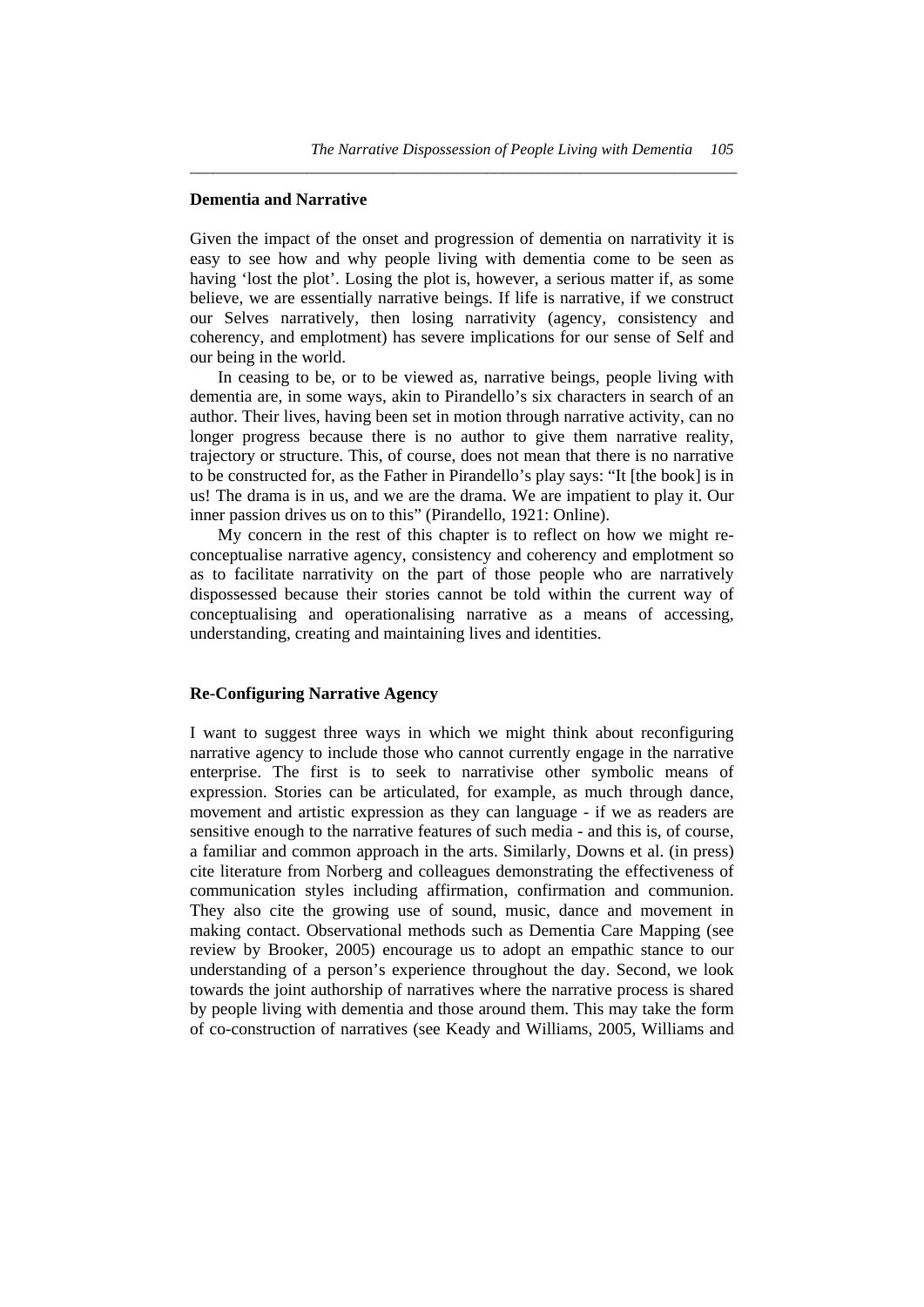## Dementia and Narrative

Given the impact of the onset and progression of dementia on narrativity it is easy to see how and why people living with dementia come to be seen as having 'lost the plot'. Losing the plot is, however, a serious matter if, as some believe, we are essentially narrative beings. If life is narrative, if we construct our Selves narratively, then losing narrativity (agency, consistency and coherency, and emplotment) has severe implications for our sense of Self and our being in the world.

In ceasing to be, or to be viewed as, narrative beings, people living with dementia are, in some ways, akin to Pirandello's six characters in search of an author. Their lives, having been set in motion through narrative activity, can no longer progress because there is no author to give them narrative reality, trajectory or structure. This, of course, does not mean that there is no narrative to be constructed for, as the Father in Pirandello's play says: "It [the book] is in us! The drama is in us, and we are the drama. We are impatient to play it. Our inner passion drives us on to this" (Pirandello, 1921: Online).

My concern in the rest of this chapter is to reflect on how we might re-conceptualise narrative agency, consistency and coherency and emplotment so as to facilitate narrativity on the part of those people who are narratively dispossessed because their stories cannot be told within the current way of conceptualising and operationalising narrative as a means of accessing, understanding, creating and maintaining lives and identities.

## Re-Configuring Narrative Agency

I want to suggest three ways in which we might think about reconfiguring narrative agency to include those who cannot currently engage in the narrative enterprise. The first is to seek to narrativise other symbolic means of expression. Stories can be articulated, for example, as much through dance, movement and artistic expression as they can language - if we as readers are sensitive enough to the narrative features of such media - and this is, of course, a familiar and common approach in the arts. Similarly, Downs et al. (in press) cite literature from Norberg and colleagues demonstrating the effectiveness of communication styles including affirmation, confirmation and communion. They also cite the growing use of sound, music, dance and movement in making contact. Observational methods such as Dementia Care Mapping (see review by Brooker, 2005) encourage us to adopt an empathic stance to our understanding of a person's experience throughout the day. Second, we look towards the joint authorship of narratives where the narrative process is shared by people living with dementia and those around them. This may take the form of co-construction of narratives (see Keady and Williams, 2005, Williams and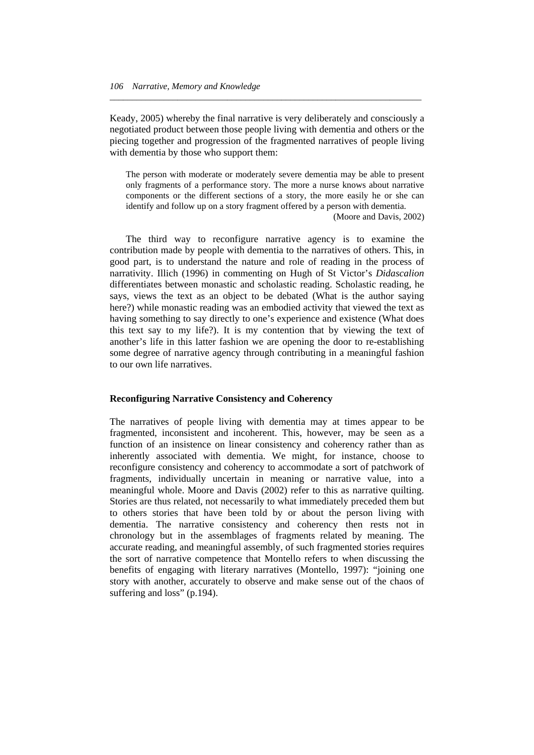Keady, 2005) whereby the final narrative is very deliberately and consciously a negotiated product between those people living with dementia and others or the piecing together and progression of the fragmented narratives of people living with dementia by those who support them:

> The person with moderate or moderately severe dementia may be able to present only fragments of a performance story. The more a nurse knows about narrative components or the different sections of a story, the more easily he or she can identify and follow up on a story fragment offered by a person with dementia.
>
> (Moore and Davis, 2002)

The third way to reconfigure narrative agency is to examine the contribution made by people with dementia to the narratives of others. This, in good part, is to understand the nature and role of reading in the process of narrativity. Illich (1996) in commenting on Hugh of St Victor's *Didascalion* differentiates between monastic and scholastic reading. Scholastic reading, he says, views the text as an object to be debated (What is the author saying here?) while monastic reading was an embodied activity that viewed the text as having something to say directly to one's experience and existence (What does this text say to my life?). It is my contention that by viewing the text of another's life in this latter fashion we are opening the door to re-establishing some degree of narrative agency through contributing in a meaningful fashion to our own life narratives.

**Reconfiguring Narrative Consistency and Coherency**

The narratives of people living with dementia may at times appear to be fragmented, inconsistent and incoherent. This, however, may be seen as a function of an insistence on linear consistency and coherency rather than as inherently associated with dementia. We might, for instance, choose to reconfigure consistency and coherency to accommodate a sort of patchwork of fragments, individually uncertain in meaning or narrative value, into a meaningful whole. Moore and Davis (2002) refer to this as narrative quilting. Stories are thus related, not necessarily to what immediately preceded them but to others stories that have been told by or about the person living with dementia. The narrative consistency and coherency then rests not in chronology but in the assemblages of fragments related by meaning. The accurate reading, and meaningful assembly, of such fragmented stories requires the sort of narrative competence that Montello refers to when discussing the benefits of engaging with literary narratives (Montello, 1997): "joining one story with another, accurately to observe and make sense out of the chaos of suffering and loss" (p.194).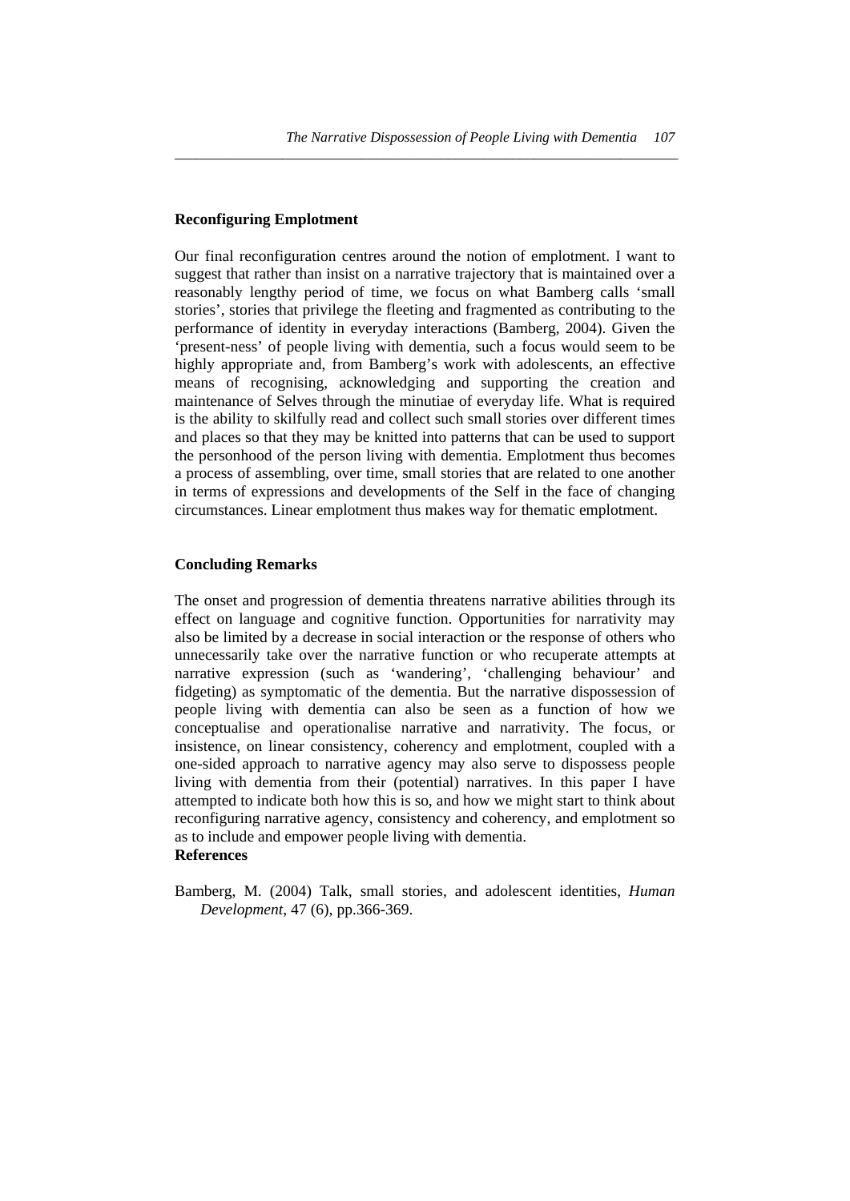## Reconfiguring Emplotment

Our final reconfiguration centres around the notion of emplotment. I want to suggest that rather than insist on a narrative trajectory that is maintained over a reasonably lengthy period of time, we focus on what Bamberg calls 'small stories', stories that privilege the fleeting and fragmented as contributing to the performance of identity in everyday interactions (Bamberg, 2004). Given the 'present-ness' of people living with dementia, such a focus would seem to be highly appropriate and, from Bamberg's work with adolescents, an effective means of recognising, acknowledging and supporting the creation and maintenance of Selves through the minutiae of everyday life. What is required is the ability to skilfully read and collect such small stories over different times and places so that they may be knitted into patterns that can be used to support the personhood of the person living with dementia. Emplotment thus becomes a process of assembling, over time, small stories that are related to one another in terms of expressions and developments of the Self in the face of changing circumstances. Linear emplotment thus makes way for thematic emplotment.

## Concluding Remarks

The onset and progression of dementia threatens narrative abilities through its effect on language and cognitive function. Opportunities for narrativity may also be limited by a decrease in social interaction or the response of others who unnecessarily take over the narrative function or who recuperate attempts at narrative expression (such as 'wandering', 'challenging behaviour' and fidgeting) as symptomatic of the dementia. But the narrative dispossession of people living with dementia can also be seen as a function of how we conceptualise and operationalise narrative and narrativity. The focus, or insistence, on linear consistency, coherency and emplotment, coupled with a one-sided approach to narrative agency may also serve to dispossess people living with dementia from their (potential) narratives. In this paper I have attempted to indicate both how this is so, and how we might start to think about reconfiguring narrative agency, consistency and coherency, and emplotment so as to include and empower people living with dementia.

## References

Bamberg, M. (2004) Talk, small stories, and adolescent identities, *Human Development*, 47 (6), pp.366-369.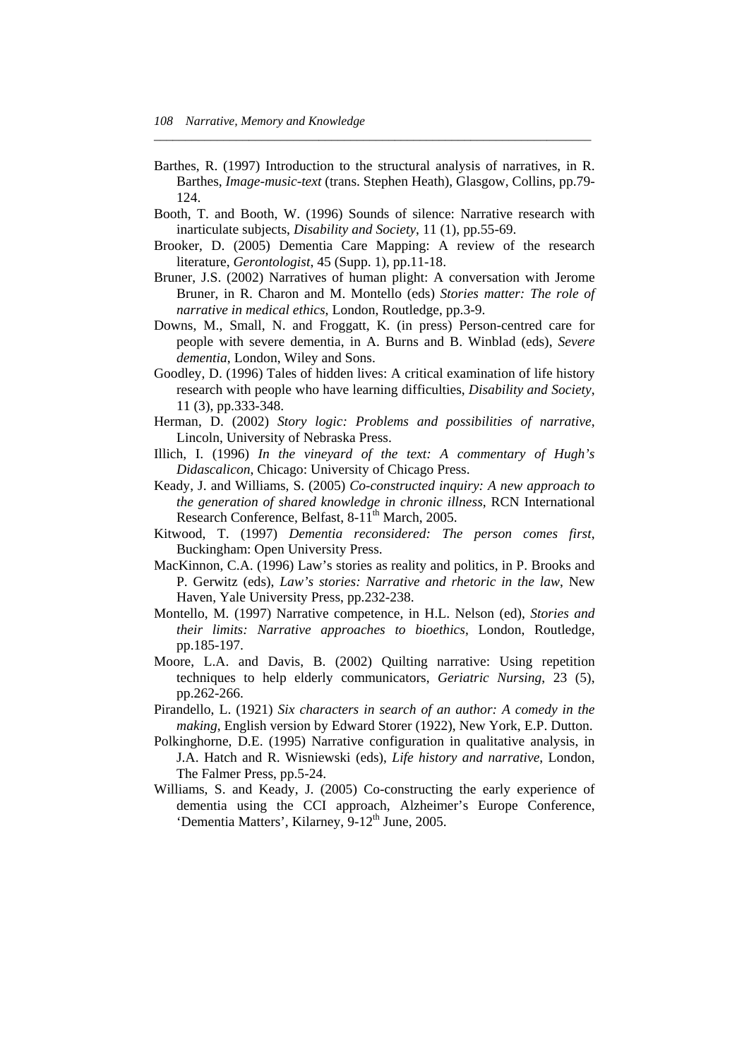Barthes, R. (1997) Introduction to the structural analysis of narratives, in R. Barthes, *Image-music-text* (trans. Stephen Heath), Glasgow, Collins, pp.79-124.

Booth, T. and Booth, W. (1996) Sounds of silence: Narrative research with inarticulate subjects, *Disability and Society*, 11 (1), pp.55-69.

Brooker, D. (2005) Dementia Care Mapping: A review of the research literature, *Gerontologist*, 45 (Supp. 1), pp.11-18.

Bruner, J.S. (2002) Narratives of human plight: A conversation with Jerome Bruner, in R. Charon and M. Montello (eds) *Stories matter: The role of narrative in medical ethics*, London, Routledge, pp.3-9.

Downs, M., Small, N. and Froggatt, K. (in press) Person-centred care for people with severe dementia, in A. Burns and B. Winblad (eds), *Severe dementia*, London, Wiley and Sons.

Goodley, D. (1996) Tales of hidden lives: A critical examination of life history research with people who have learning difficulties, *Disability and Society*, 11 (3), pp.333-348.

Herman, D. (2002) *Story logic: Problems and possibilities of narrative*, Lincoln, University of Nebraska Press.

Illich, I. (1996) *In the vineyard of the text: A commentary of Hugh's Didascalicon*, Chicago: University of Chicago Press.

Keady, J. and Williams, S. (2005) *Co-constructed inquiry: A new approach to the generation of shared knowledge in chronic illness*, RCN International Research Conference, Belfast, 8-11th March, 2005.

Kitwood, T. (1997) *Dementia reconsidered: The person comes first*, Buckingham: Open University Press.

MacKinnon, C.A. (1996) Law's stories as reality and politics, in P. Brooks and P. Gerwitz (eds), *Law's stories: Narrative and rhetoric in the law*, New Haven, Yale University Press, pp.232-238.

Montello, M. (1997) Narrative competence, in H.L. Nelson (ed), *Stories and their limits: Narrative approaches to bioethics*, London, Routledge, pp.185-197.

Moore, L.A. and Davis, B. (2002) Quilting narrative: Using repetition techniques to help elderly communicators, *Geriatric Nursing*, 23 (5), pp.262-266.

Pirandello, L. (1921) *Six characters in search of an author: A comedy in the making*, English version by Edward Storer (1922), New York, E.P. Dutton.

Polkinghorne, D.E. (1995) Narrative configuration in qualitative analysis, in J.A. Hatch and R. Wisniewski (eds), *Life history and narrative*, London, The Falmer Press, pp.5-24.

Williams, S. and Keady, J. (2005) Co-constructing the early experience of dementia using the CCI approach, Alzheimer's Europe Conference, 'Dementia Matters', Kilarney, 9-12th June, 2005.